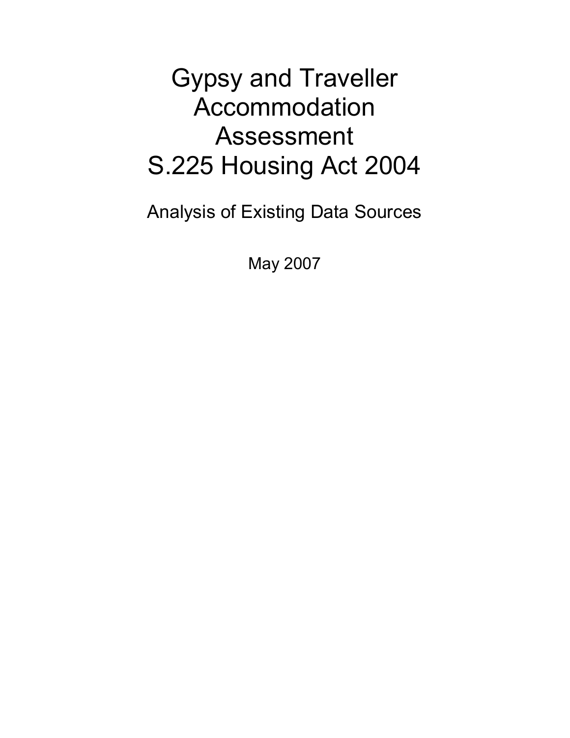# Gypsy and Traveller Accommodation Assessment S.225 Housing Act 2004

Analysis of Existing Data Sources

May 2007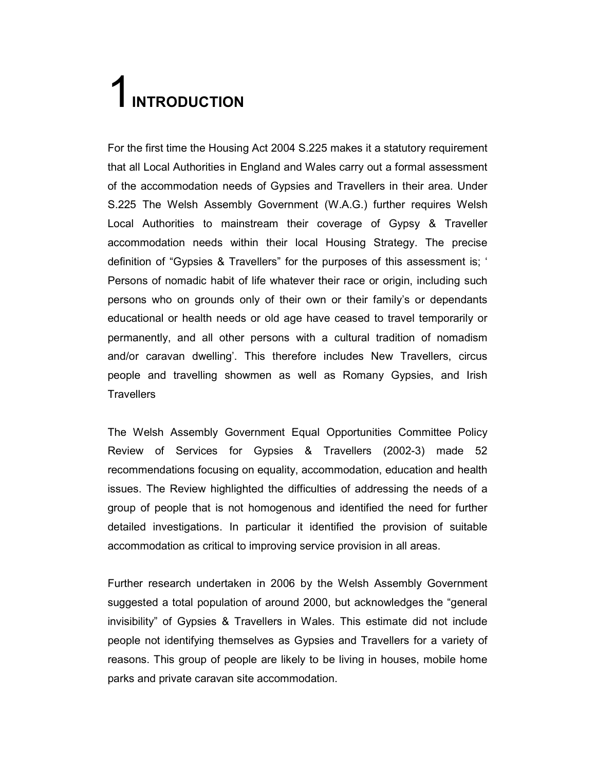# 1 INTRODUCTION

For the first time the Housing Act 2004 S.225 makes it a statutory requirement that all Local Authorities in England and Wales carry out a formal assessment of the accommodation needs of Gypsies and Travellers in their area. Under S.225 The Welsh Assembly Government (W.A.G.) further requires Welsh Local Authorities to mainstream their coverage of Gypsy & Traveller accommodation needs within their local Housing Strategy. The precise definition of "Gypsies & Travellers" for the purposes of this assessment is; ' Persons of nomadic habit of life whatever their race or origin, including such persons who on grounds only of their own or their family's or dependants educational or health needs or old age have ceased to travel temporarily or permanently, and all other persons with a cultural tradition of nomadism and/or caravan dwelling'. This therefore includes New Travellers, circus people and travelling showmen as well as Romany Gypsies, and Irish Travellers

The Welsh Assembly Government Equal Opportunities Committee Policy Review of Services for Gypsies & Travellers (2002-3) made 52 recommendations focusing on equality, accommodation, education and health issues. The Review highlighted the difficulties of addressing the needs of a group of people that is not homogenous and identified the need for further detailed investigations. In particular it identified the provision of suitable accommodation as critical to improving service provision in all areas.

Further research undertaken in 2006 by the Welsh Assembly Government suggested a total population of around 2000, but acknowledges the "general invisibility" of Gypsies & Travellers in Wales. This estimate did not include people not identifying themselves as Gypsies and Travellers for a variety of reasons. This group of people are likely to be living in houses, mobile home parks and private caravan site accommodation.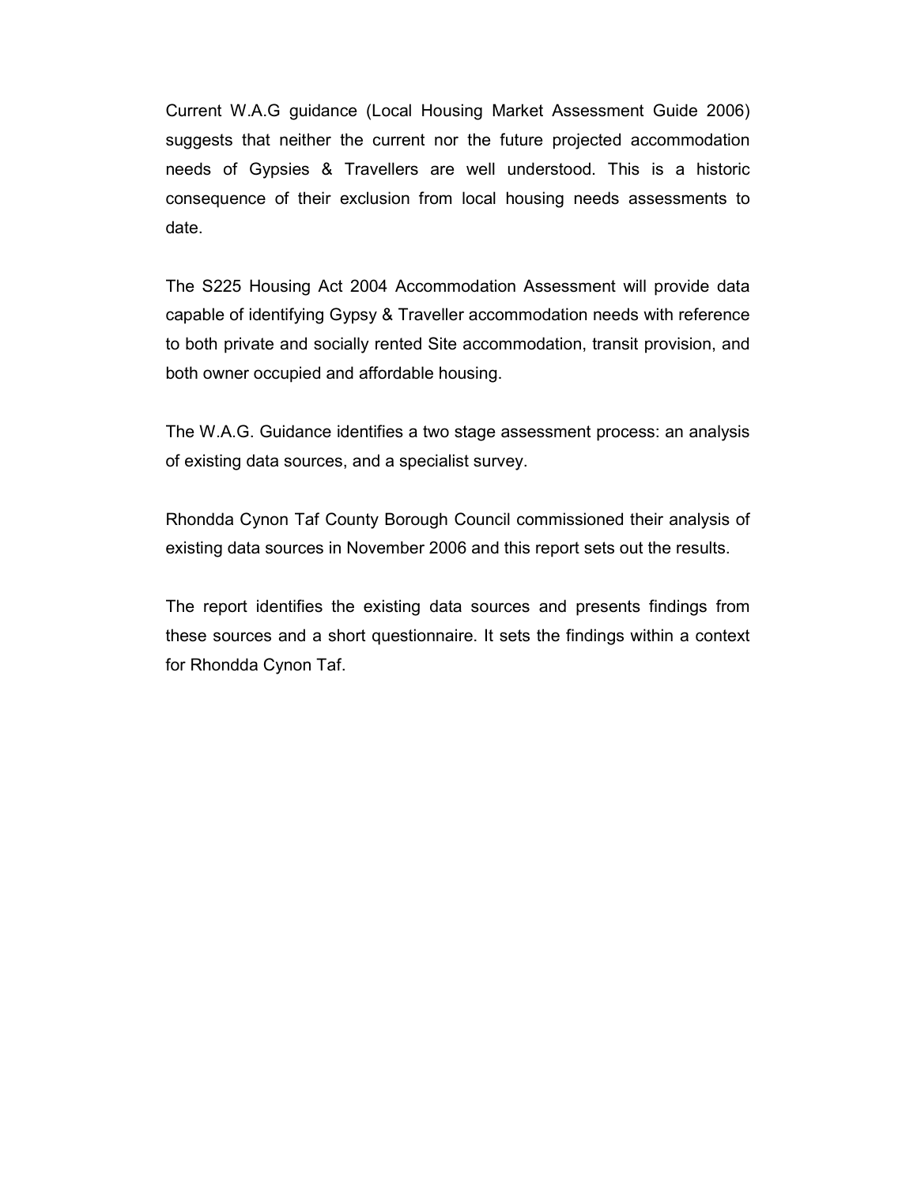Current W.A.G guidance (Local Housing Market Assessment Guide 2006) suggests that neither the current nor the future projected accommodation needs of Gypsies & Travellers are well understood. This is a historic consequence of their exclusion from local housing needs assessments to date.

The S225 Housing Act 2004 Accommodation Assessment will provide data capable of identifying Gypsy & Traveller accommodation needs with reference to both private and socially rented Site accommodation, transit provision, and both owner occupied and affordable housing.

The W.A.G. Guidance identifies a two stage assessment process: an analysis of existing data sources, and a specialist survey.

Rhondda Cynon Taf County Borough Council commissioned their analysis of existing data sources in November 2006 and this report sets out the results.

The report identifies the existing data sources and presents findings from these sources and a short questionnaire. It sets the findings within a context for Rhondda Cynon Taf.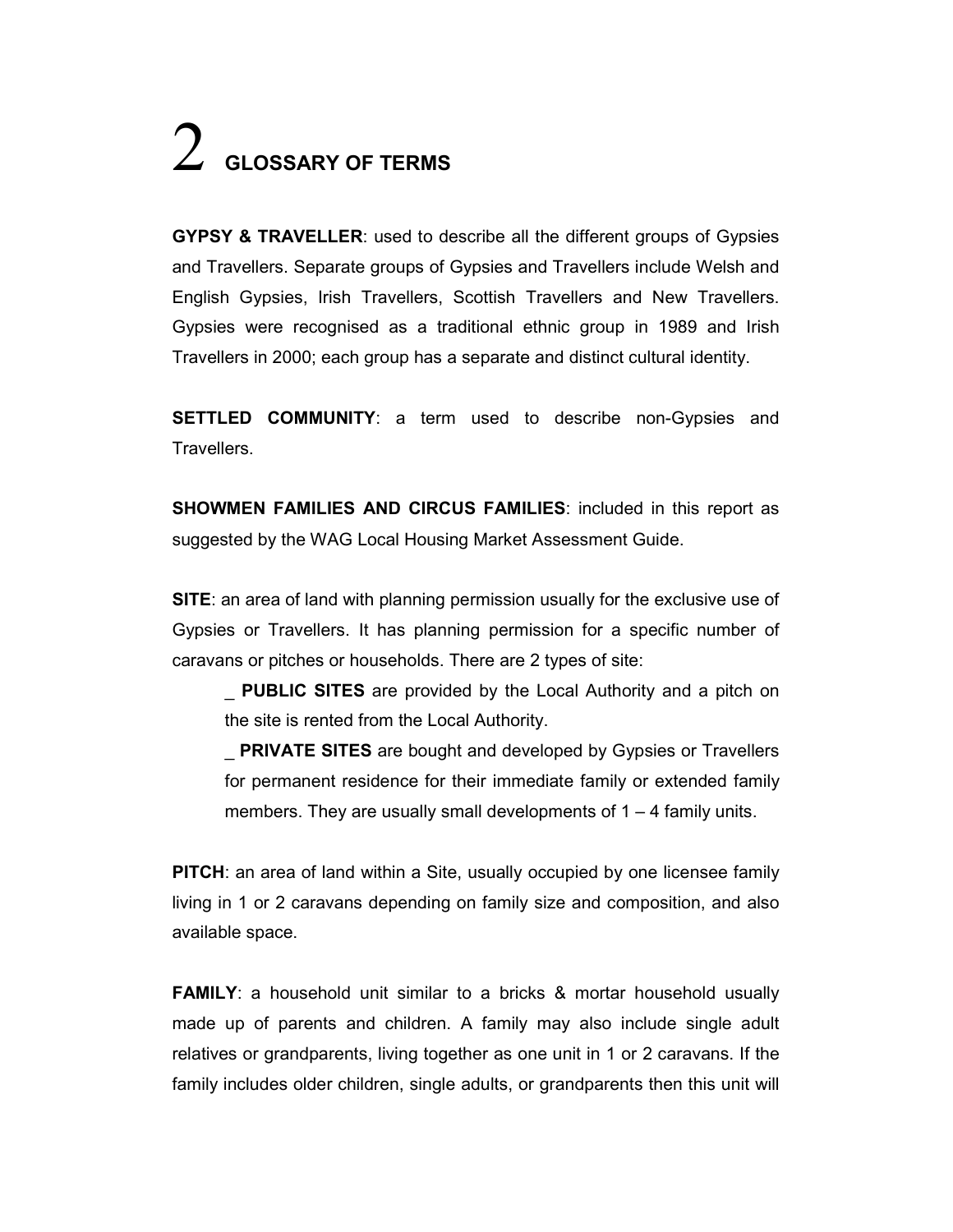# 2 GLOSSARY OF TERMS

**GYPSY & TRAVELLER**: used to describe all the different groups of Gypsies and Travellers. Separate groups of Gypsies and Travellers include Welsh and English Gypsies, Irish Travellers, Scottish Travellers and New Travellers. Gypsies were recognised as a traditional ethnic group in 1989 and Irish Travellers in 2000; each group has a separate and distinct cultural identity.

**SETTLED COMMUNITY**: a term used to describe non-Gypsies and Travellers.

**SHOWMEN FAMILIES AND CIRCUS FAMILIES**: included in this report as suggested by the WAG Local Housing Market Assessment Guide.

**SITE**: an area of land with planning permission usually for the exclusive use of Gypsies or Travellers. It has planning permission for a specific number of caravans or pitches or households. There are 2 types of site:

- **PUBLIC SITES** are provided by the Local Authority and a pitch on the site is rented from the Local Authority.
- **PRIVATE SITES** are bought and developed by Gypsies or Travellers for permanent residence for their immediate family or extended family members. They are usually small developments of 1 – 4 family units.

**PITCH**: an area of land within a Site, usually occupied by one licensee family living in 1 or 2 caravans depending on family size and composition, and also available space.

**FAMILY**: a household unit similar to a bricks & mortar household usually made up of parents and children. A family may also include single adult relatives or grandparents, living together as one unit in 1 or 2 caravans. If the family includes older children, single adults, or grandparents then this unit will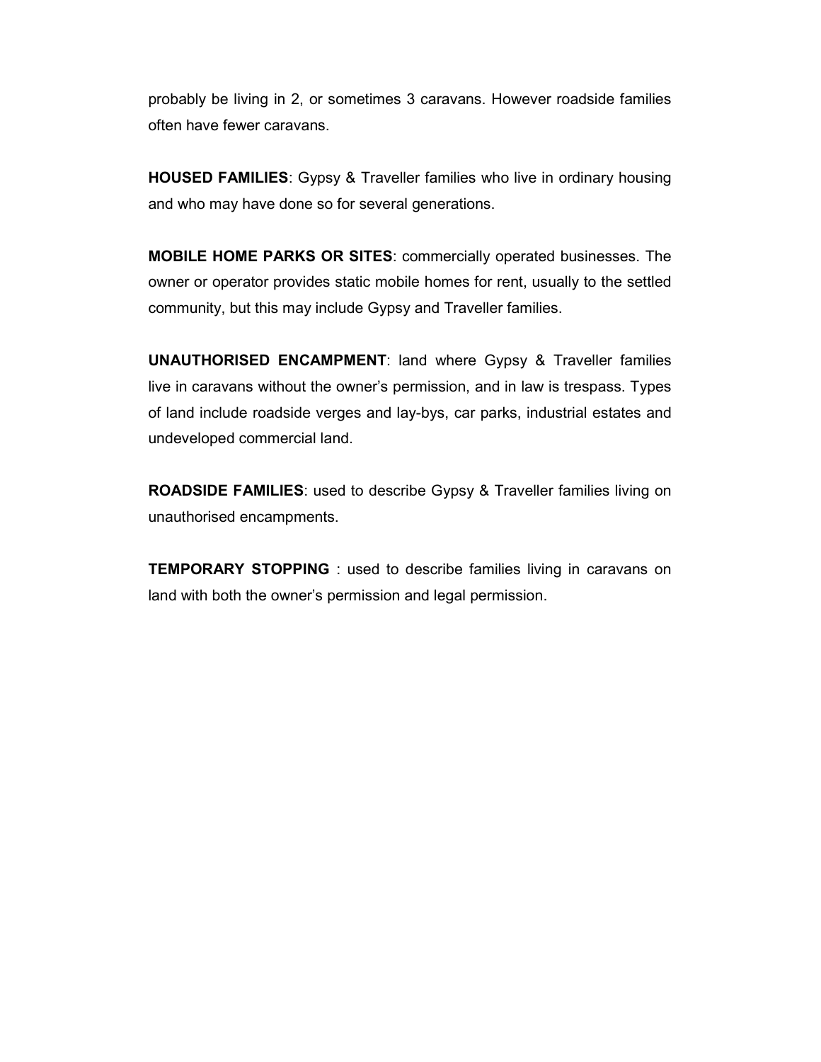probably be living in 2, or sometimes 3 caravans. However roadside families often have fewer caravans.

**HOUSED FAMILIES**: Gypsy & Traveller families who live in ordinary housing and who may have done so for several generations.

**MOBILE HOME PARKS OR SITES**: commercially operated businesses. The owner or operator provides static mobile homes for rent, usually to the settled community, but this may include Gypsy and Traveller families.

**UNAUTHORISED ENCAMPMENT**: land where Gypsy & Traveller families live in caravans without the owner's permission, and in law is trespass. Types of land include roadside verges and lay-bys, car parks, industrial estates and undeveloped commercial land.

**ROADSIDE FAMILIES**: used to describe Gypsy & Traveller families living on unauthorised encampments.

**TEMPORARY STOPPING** : used to describe families living in caravans on land with both the owner's permission and legal permission.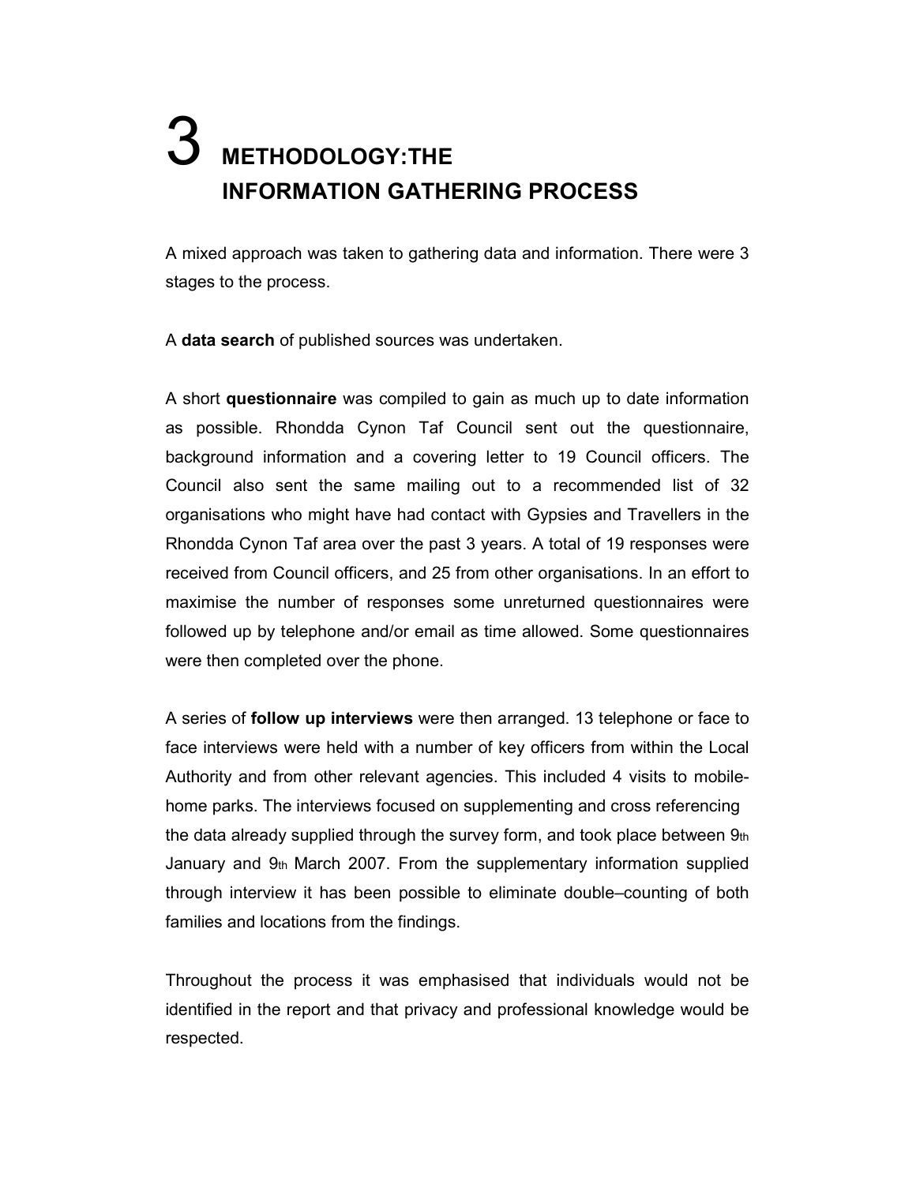# 3 METHODOLOGY:THE INFORMATION GATHERING PROCESS

A mixed approach was taken to gathering data and information. There were 3 stages to the process.

A **data search** of published sources was undertaken.

A short **questionnaire** was compiled to gain as much up to date information as possible. Rhondda Cynon Taf Council sent out the questionnaire, background information and a covering letter to 19 Council officers. The Council also sent the same mailing out to a recommended list of 32 organisations who might have had contact with Gypsies and Travellers in the Rhondda Cynon Taf area over the past 3 years. A total of 19 responses were received from Council officers, and 25 from other organisations. In an effort to maximise the number of responses some unreturned questionnaires were followed up by telephone and/or email as time allowed. Some questionnaires were then completed over the phone.

A series of **follow up interviews** were then arranged. 13 telephone or face to face interviews were held with a number of key officers from within the Local Authority and from other relevant agencies. This included 4 visits to mobile-home parks. The interviews focused on supplementing and cross referencing the data already supplied through the survey form, and took place between 9th January and 9th March 2007. From the supplementary information supplied through interview it has been possible to eliminate double–counting of both families and locations from the findings.

Throughout the process it was emphasised that individuals would not be identified in the report and that privacy and professional knowledge would be respected.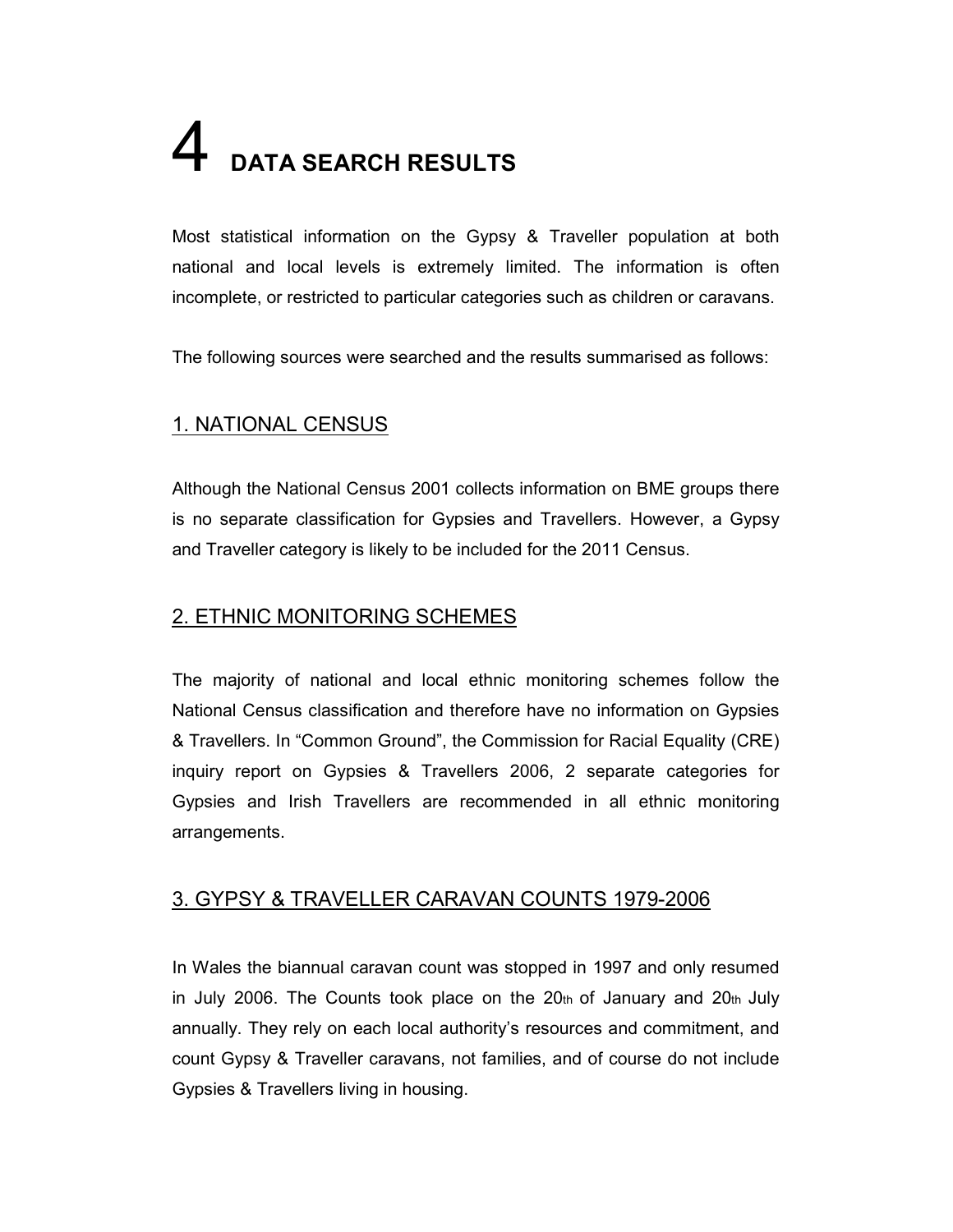# 4 DATA SEARCH RESULTS

Most statistical information on the Gypsy & Traveller population at both national and local levels is extremely limited. The information is often incomplete, or restricted to particular categories such as children or caravans.

The following sources were searched and the results summarised as follows:

## 1. NATIONAL CENSUS

Although the National Census 2001 collects information on BME groups there is no separate classification for Gypsies and Travellers. However, a Gypsy and Traveller category is likely to be included for the 2011 Census.

## 2. ETHNIC MONITORING SCHEMES

The majority of national and local ethnic monitoring schemes follow the National Census classification and therefore have no information on Gypsies & Travellers. In "Common Ground", the Commission for Racial Equality (CRE) inquiry report on Gypsies & Travellers 2006, 2 separate categories for Gypsies and Irish Travellers are recommended in all ethnic monitoring arrangements.

## 3. GYPSY & TRAVELLER CARAVAN COUNTS 1979-2006

In Wales the biannual caravan count was stopped in 1997 and only resumed in July 2006. The Counts took place on the 20th of January and 20th July annually. They rely on each local authority's resources and commitment, and count Gypsy & Traveller caravans, not families, and of course do not include Gypsies & Travellers living in housing.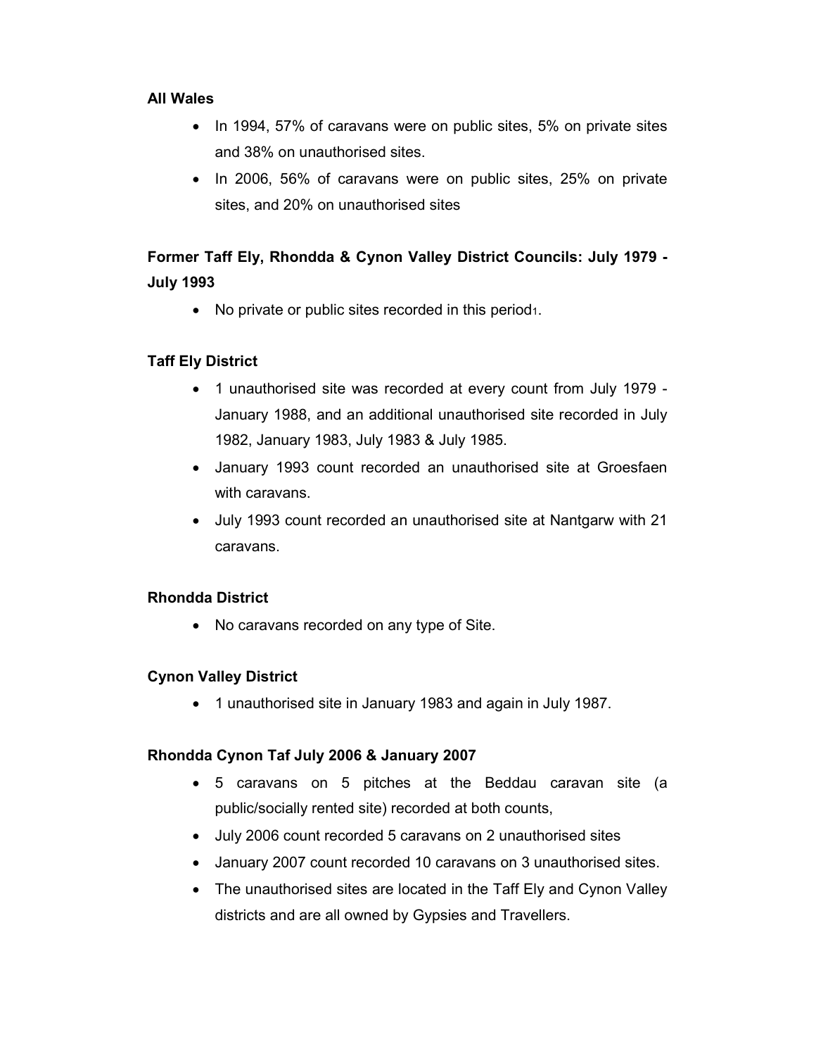**All Wales**

- In 1994, 57% of caravans were on public sites, 5% on private sites and 38% on unauthorised sites.
- In 2006, 56% of caravans were on public sites, 25% on private sites, and 20% on unauthorised sites

**Former Taff Ely, Rhondda & Cynon Valley District Councils: July 1979 - July 1993**

- No private or public sites recorded in this period[1].

**Taff Ely District**

- 1 unauthorised site was recorded at every count from July 1979 - January 1988, and an additional unauthorised site recorded in July 1982, January 1983, July 1983 & July 1985.
- January 1993 count recorded an unauthorised site at Groesfaen with caravans.
- July 1993 count recorded an unauthorised site at Nantgarw with 21 caravans.

**Rhondda District**

- No caravans recorded on any type of Site.

**Cynon Valley District**

- 1 unauthorised site in January 1983 and again in July 1987.

**Rhondda Cynon Taf July 2006 & January 2007**

- 5 caravans on 5 pitches at the Beddau caravan site (a public/socially rented site) recorded at both counts,
- July 2006 count recorded 5 caravans on 2 unauthorised sites
- January 2007 count recorded 10 caravans on 3 unauthorised sites.
- The unauthorised sites are located in the Taff Ely and Cynon Valley districts and are all owned by Gypsies and Travellers.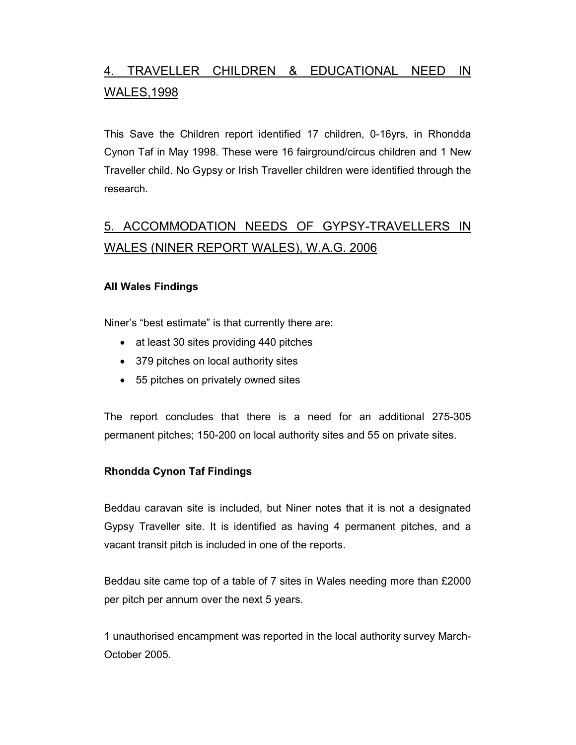## 4. TRAVELLER CHILDREN & EDUCATIONAL NEED IN WALES,1998

This Save the Children report identified 17 children, 0-16yrs, in Rhondda Cynon Taf in May 1998. These were 16 fairground/circus children and 1 New Traveller child. No Gypsy or Irish Traveller children were identified through the research.

## 5. ACCOMMODATION NEEDS OF GYPSY-TRAVELLERS IN WALES (NINER REPORT WALES), W.A.G. 2006

**All Wales Findings**

Niner's "best estimate" is that currently there are:

- at least 30 sites providing 440 pitches
- 379 pitches on local authority sites
- 55 pitches on privately owned sites

The report concludes that there is a need for an additional 275-305 permanent pitches; 150-200 on local authority sites and 55 on private sites.

**Rhondda Cynon Taf Findings**

Beddau caravan site is included, but Niner notes that it is not a designated Gypsy Traveller site. It is identified as having 4 permanent pitches, and a vacant transit pitch is included in one of the reports.

Beddau site came top of a table of 7 sites in Wales needing more than £2000 per pitch per annum over the next 5 years.

1 unauthorised encampment was reported in the local authority survey March-October 2005.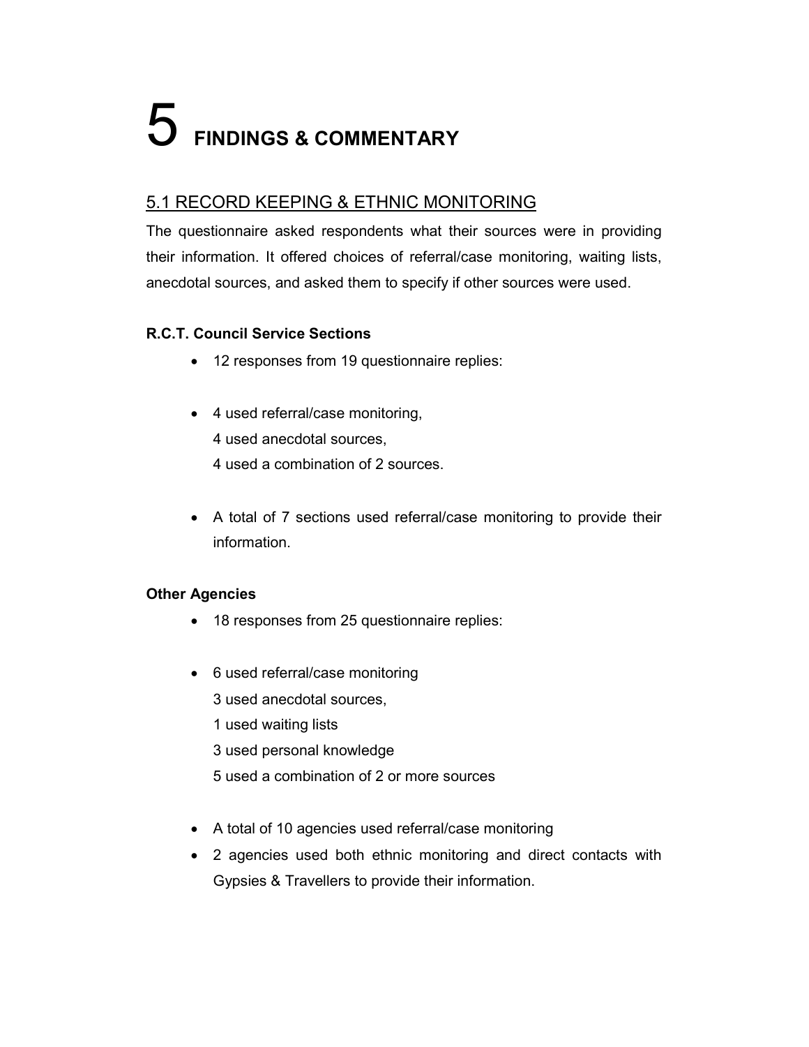# 5 FINDINGS & COMMENTARY

## 5.1 RECORD KEEPING & ETHNIC MONITORING

The questionnaire asked respondents what their sources were in providing their information. It offered choices of referral/case monitoring, waiting lists, anecdotal sources, and asked them to specify if other sources were used.

**R.C.T. Council Service Sections**

- 12 responses from 19 questionnaire replies:

- 4 used referral/case monitoring,
  4 used anecdotal sources,
  4 used a combination of 2 sources.

- A total of 7 sections used referral/case monitoring to provide their information.

**Other Agencies**

- 18 responses from 25 questionnaire replies:

- 6 used referral/case monitoring
  3 used anecdotal sources,
  1 used waiting lists
  3 used personal knowledge
  5 used a combination of 2 or more sources

- A total of 10 agencies used referral/case monitoring
- 2 agencies used both ethnic monitoring and direct contacts with Gypsies & Travellers to provide their information.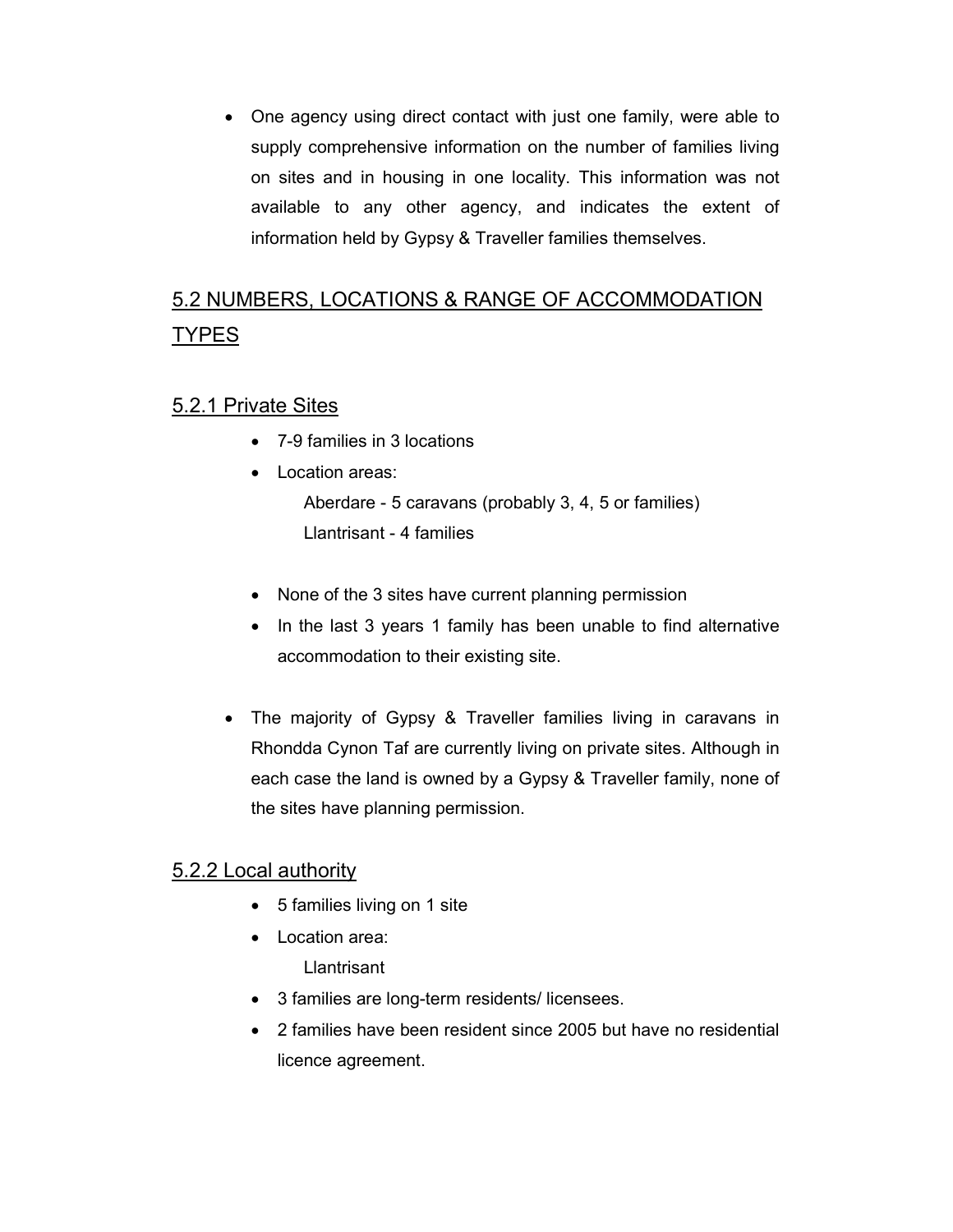- One agency using direct contact with just one family, were able to supply comprehensive information on the number of families living on sites and in housing in one locality. This information was not available to any other agency, and indicates the extent of information held by Gypsy & Traveller families themselves.

## 5.2 NUMBERS, LOCATIONS & RANGE OF ACCOMMODATION TYPES

### 5.2.1 Private Sites

- 7-9 families in 3 locations
- Location areas:

  Aberdare - 5 caravans (probably 3, 4, 5 or families)

  Llantrisant - 4 families

- None of the 3 sites have current planning permission
- In the last 3 years 1 family has been unable to find alternative accommodation to their existing site.

- The majority of Gypsy & Traveller families living in caravans in Rhondda Cynon Taf are currently living on private sites. Although in each case the land is owned by a Gypsy & Traveller family, none of the sites have planning permission.

### 5.2.2 Local authority

- 5 families living on 1 site
- Location area:

  Llantrisant

- 3 families are long-term residents/ licensees.
- 2 families have been resident since 2005 but have no residential licence agreement.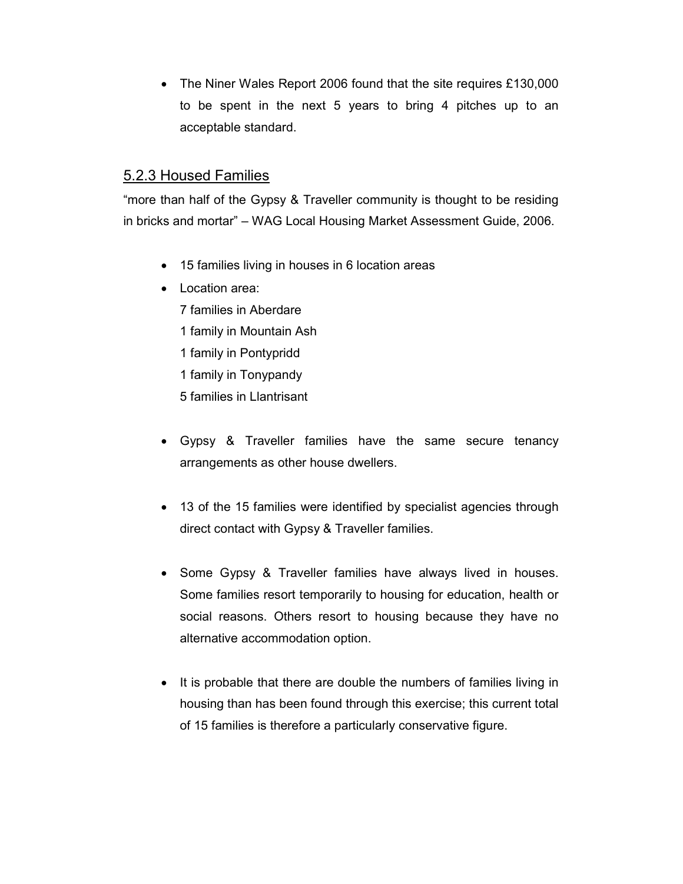- The Niner Wales Report 2006 found that the site requires £130,000 to be spent in the next 5 years to bring 4 pitches up to an acceptable standard.

### 5.2.3 Housed Families

"more than half of the Gypsy & Traveller community is thought to be residing in bricks and mortar" – WAG Local Housing Market Assessment Guide, 2006.

- 15 families living in houses in 6 location areas
- Location area:
  7 families in Aberdare
  1 family in Mountain Ash
  1 family in Pontypridd
  1 family in Tonypandy
  5 families in Llantrisant

- Gypsy & Traveller families have the same secure tenancy arrangements as other house dwellers.

- 13 of the 15 families were identified by specialist agencies through direct contact with Gypsy & Traveller families.

- Some Gypsy & Traveller families have always lived in houses. Some families resort temporarily to housing for education, health or social reasons. Others resort to housing because they have no alternative accommodation option.

- It is probable that there are double the numbers of families living in housing than has been found through this exercise; this current total of 15 families is therefore a particularly conservative figure.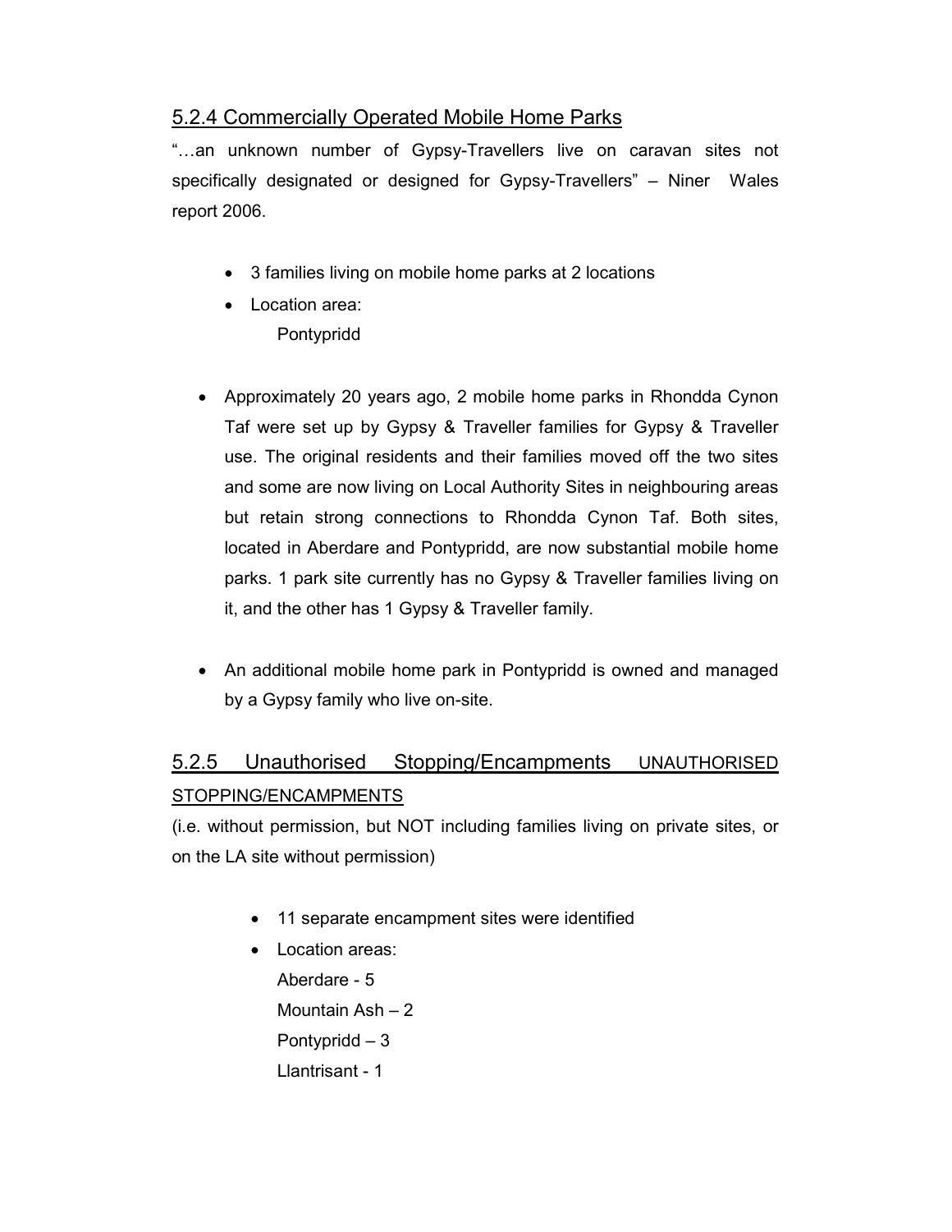### 5.2.4 Commercially Operated Mobile Home Parks

"…an unknown number of Gypsy-Travellers live on caravan sites not specifically designated or designed for Gypsy-Travellers" – Niner Wales report 2006.

- 3 families living on mobile home parks at 2 locations
- Location area:
  Pontypridd

- Approximately 20 years ago, 2 mobile home parks in Rhondda Cynon Taf were set up by Gypsy & Traveller families for Gypsy & Traveller use. The original residents and their families moved off the two sites and some are now living on Local Authority Sites in neighbouring areas but retain strong connections to Rhondda Cynon Taf. Both sites, located in Aberdare and Pontypridd, are now substantial mobile home parks. 1 park site currently has no Gypsy & Traveller families living on it, and the other has 1 Gypsy & Traveller family.

- An additional mobile home park in Pontypridd is owned and managed by a Gypsy family who live on-site.

### 5.2.5 Unauthorised Stopping/Encampments UNAUTHORISED STOPPING/ENCAMPMENTS

(i.e. without permission, but NOT including families living on private sites, or on the LA site without permission)

- 11 separate encampment sites were identified
- Location areas:
  Aberdare - 5
  Mountain Ash – 2
  Pontypridd – 3
  Llantrisant - 1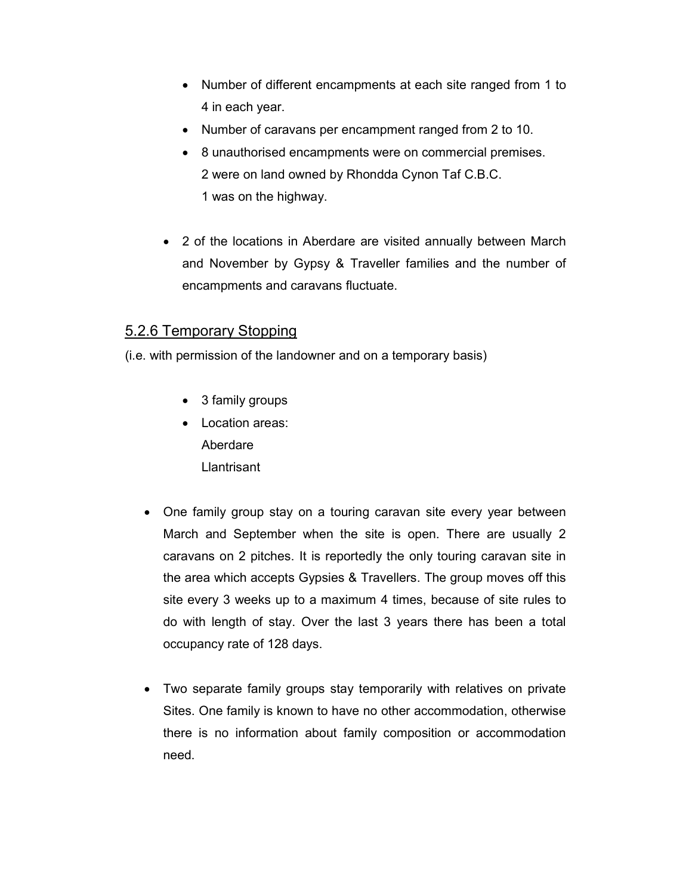- Number of different encampments at each site ranged from 1 to 4 in each year.
- Number of caravans per encampment ranged from 2 to 10.
- 8 unauthorised encampments were on commercial premises.
  2 were on land owned by Rhondda Cynon Taf C.B.C.
  1 was on the highway.

- 2 of the locations in Aberdare are visited annually between March and November by Gypsy & Traveller families and the number of encampments and caravans fluctuate.

## 5.2.6 Temporary Stopping

(i.e. with permission of the landowner and on a temporary basis)

- 3 family groups
- Location areas:
  Aberdare
  Llantrisant

- One family group stay on a touring caravan site every year between March and September when the site is open. There are usually 2 caravans on 2 pitches. It is reportedly the only touring caravan site in the area which accepts Gypsies & Travellers. The group moves off this site every 3 weeks up to a maximum 4 times, because of site rules to do with length of stay. Over the last 3 years there has been a total occupancy rate of 128 days.

- Two separate family groups stay temporarily with relatives on private Sites. One family is known to have no other accommodation, otherwise there is no information about family composition or accommodation need.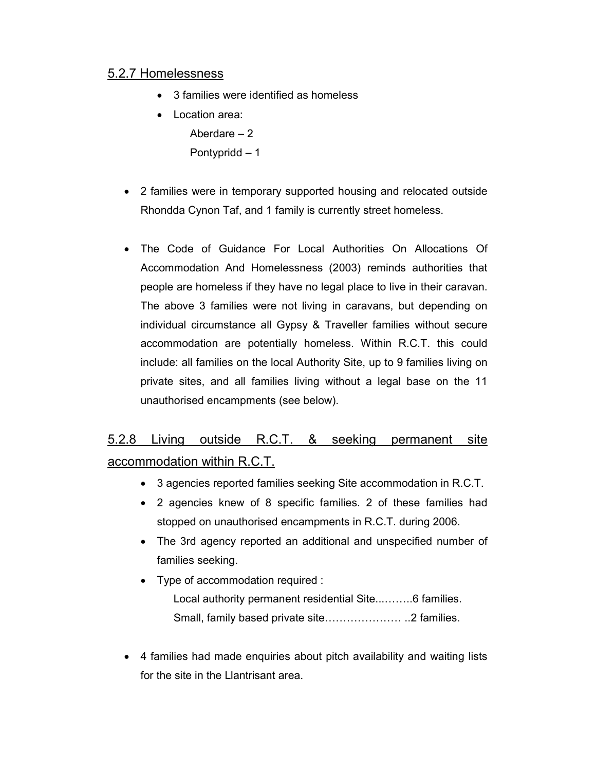### 5.2.7 Homelessness

- 3 families were identified as homeless
- Location area:

  Aberdare – 2

  Pontypridd – 1

- 2 families were in temporary supported housing and relocated outside Rhondda Cynon Taf, and 1 family is currently street homeless.

- The Code of Guidance For Local Authorities On Allocations Of Accommodation And Homelessness (2003) reminds authorities that people are homeless if they have no legal place to live in their caravan. The above 3 families were not living in caravans, but depending on individual circumstance all Gypsy & Traveller families without secure accommodation are potentially homeless. Within R.C.T. this could include: all families on the local Authority Site, up to 9 families living on private sites, and all families living without a legal base on the 11 unauthorised encampments (see below).

### 5.2.8 Living outside R.C.T. & seeking permanent site accommodation within R.C.T.

- 3 agencies reported families seeking Site accommodation in R.C.T.
- 2 agencies knew of 8 specific families. 2 of these families had stopped on unauthorised encampments in R.C.T. during 2006.
- The 3rd agency reported an additional and unspecified number of families seeking.
- Type of accommodation required :

  Local authority permanent residential Site...……..6 families.

  Small, family based private site………………… ..2 families.

- 4 families had made enquiries about pitch availability and waiting lists for the site in the Llantrisant area.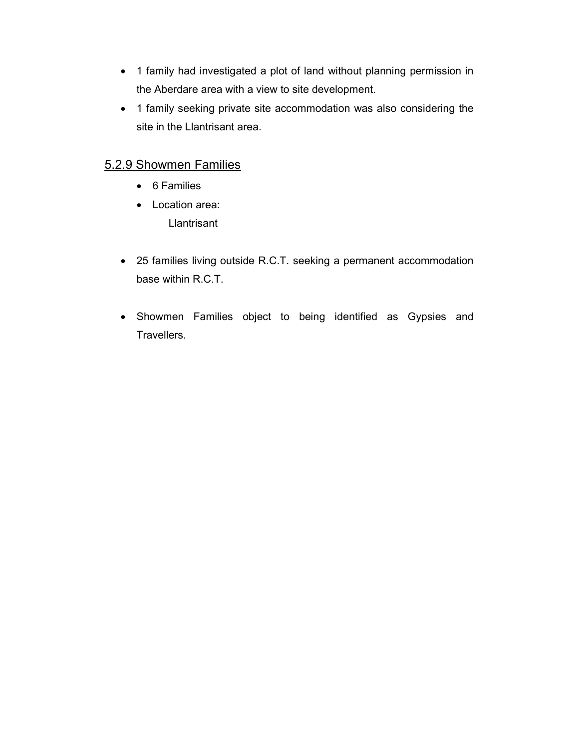- 1 family had investigated a plot of land without planning permission in the Aberdare area with a view to site development.
- 1 family seeking private site accommodation was also considering the site in the Llantrisant area.

## 5.2.9 Showmen Families

- 6 Families
- Location area:
  Llantrisant

- 25 families living outside R.C.T. seeking a permanent accommodation base within R.C.T.

- Showmen Families object to being identified as Gypsies and Travellers.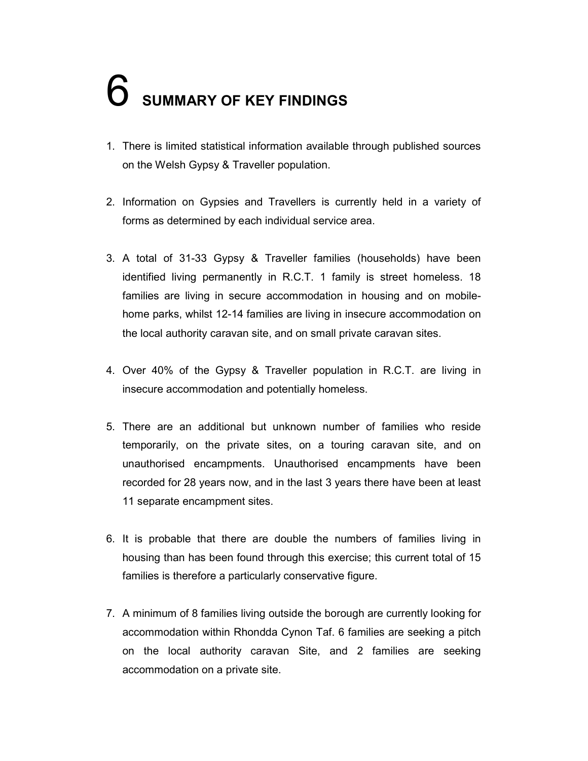# 6 SUMMARY OF KEY FINDINGS

1. There is limited statistical information available through published sources on the Welsh Gypsy & Traveller population.

2. Information on Gypsies and Travellers is currently held in a variety of forms as determined by each individual service area.

3. A total of 31-33 Gypsy & Traveller families (households) have been identified living permanently in R.C.T. 1 family is street homeless. 18 families are living in secure accommodation in housing and on mobile-home parks, whilst 12-14 families are living in insecure accommodation on the local authority caravan site, and on small private caravan sites.

4. Over 40% of the Gypsy & Traveller population in R.C.T. are living in insecure accommodation and potentially homeless.

5. There are an additional but unknown number of families who reside temporarily, on the private sites, on a touring caravan site, and on unauthorised encampments. Unauthorised encampments have been recorded for 28 years now, and in the last 3 years there have been at least 11 separate encampment sites.

6. It is probable that there are double the numbers of families living in housing than has been found through this exercise; this current total of 15 families is therefore a particularly conservative figure.

7. A minimum of 8 families living outside the borough are currently looking for accommodation within Rhondda Cynon Taf. 6 families are seeking a pitch on the local authority caravan Site, and 2 families are seeking accommodation on a private site.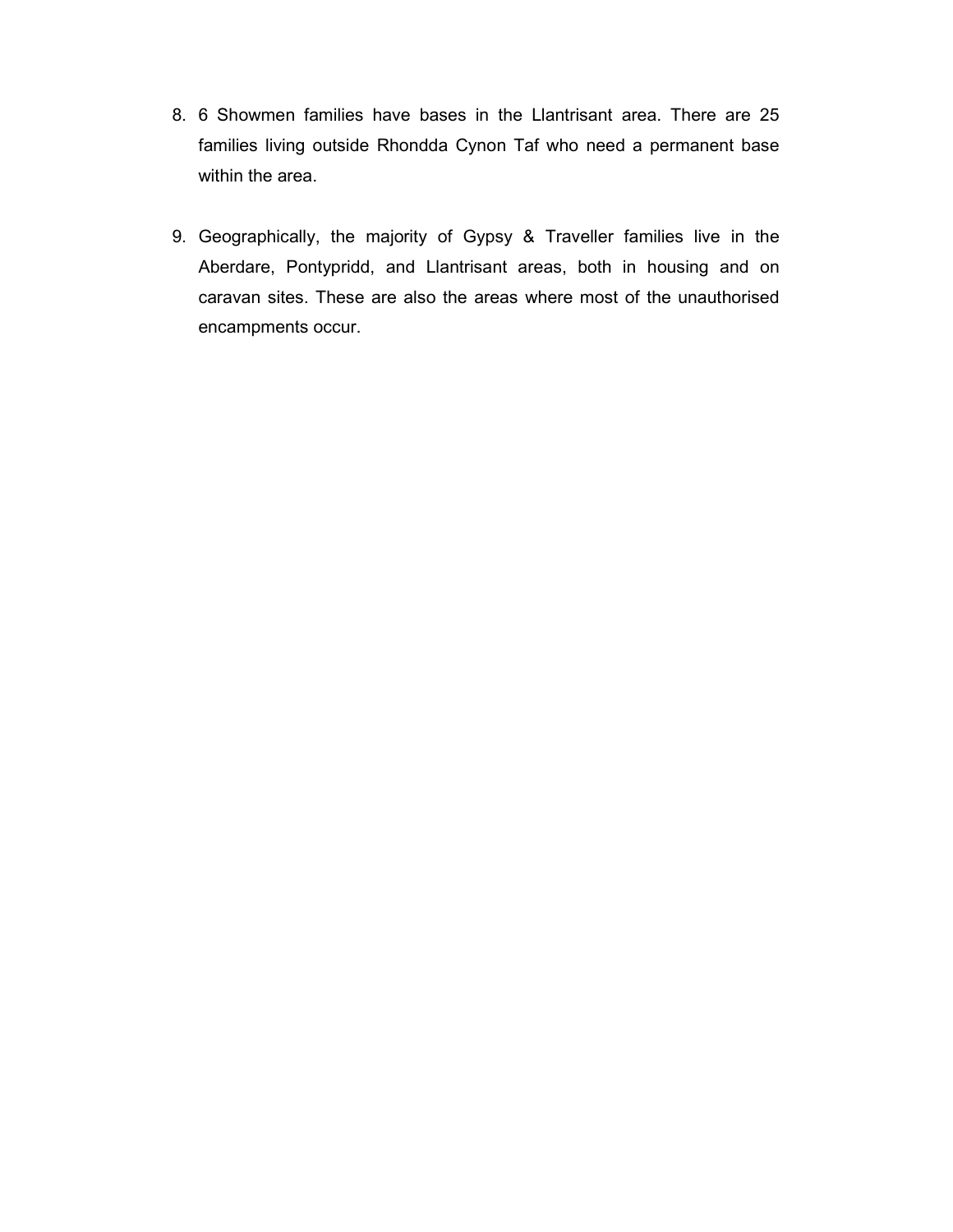8. 6 Showmen families have bases in the Llantrisant area. There are 25 families living outside Rhondda Cynon Taf who need a permanent base within the area.

9. Geographically, the majority of Gypsy & Traveller families live in the Aberdare, Pontypridd, and Llantrisant areas, both in housing and on caravan sites. These are also the areas where most of the unauthorised encampments occur.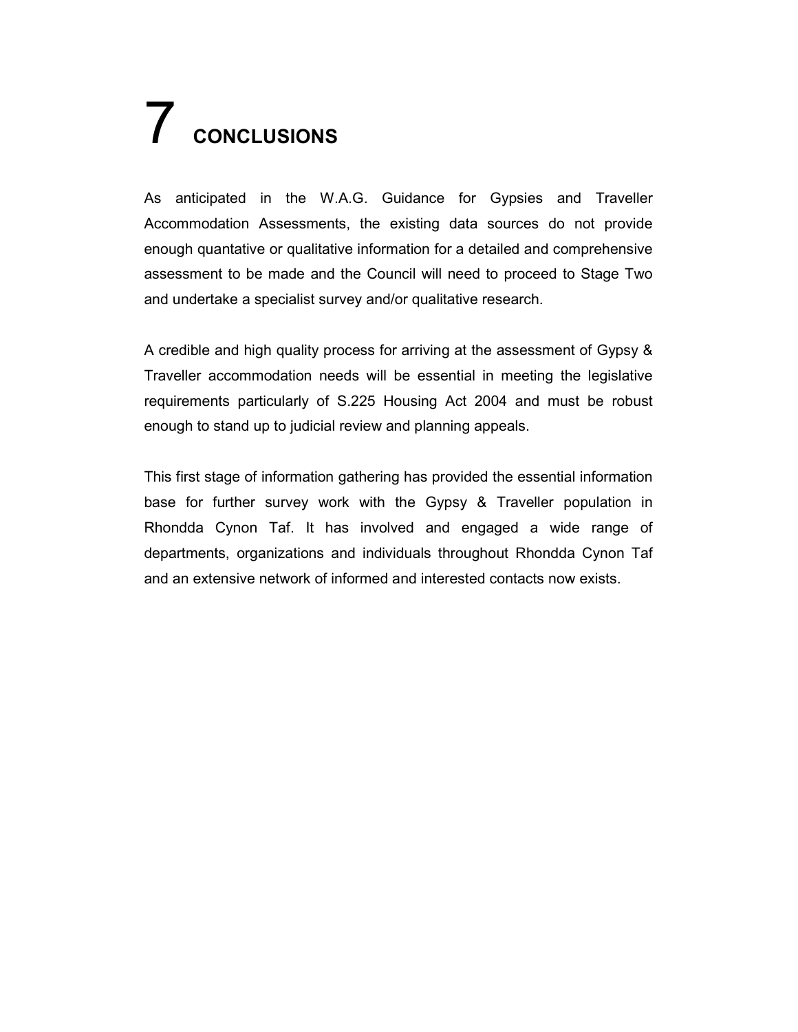# 7 CONCLUSIONS

As anticipated in the W.A.G. Guidance for Gypsies and Traveller Accommodation Assessments, the existing data sources do not provide enough quantative or qualitative information for a detailed and comprehensive assessment to be made and the Council will need to proceed to Stage Two and undertake a specialist survey and/or qualitative research.

A credible and high quality process for arriving at the assessment of Gypsy & Traveller accommodation needs will be essential in meeting the legislative requirements particularly of S.225 Housing Act 2004 and must be robust enough to stand up to judicial review and planning appeals.

This first stage of information gathering has provided the essential information base for further survey work with the Gypsy & Traveller population in Rhondda Cynon Taf. It has involved and engaged a wide range of departments, organizations and individuals throughout Rhondda Cynon Taf and an extensive network of informed and interested contacts now exists.